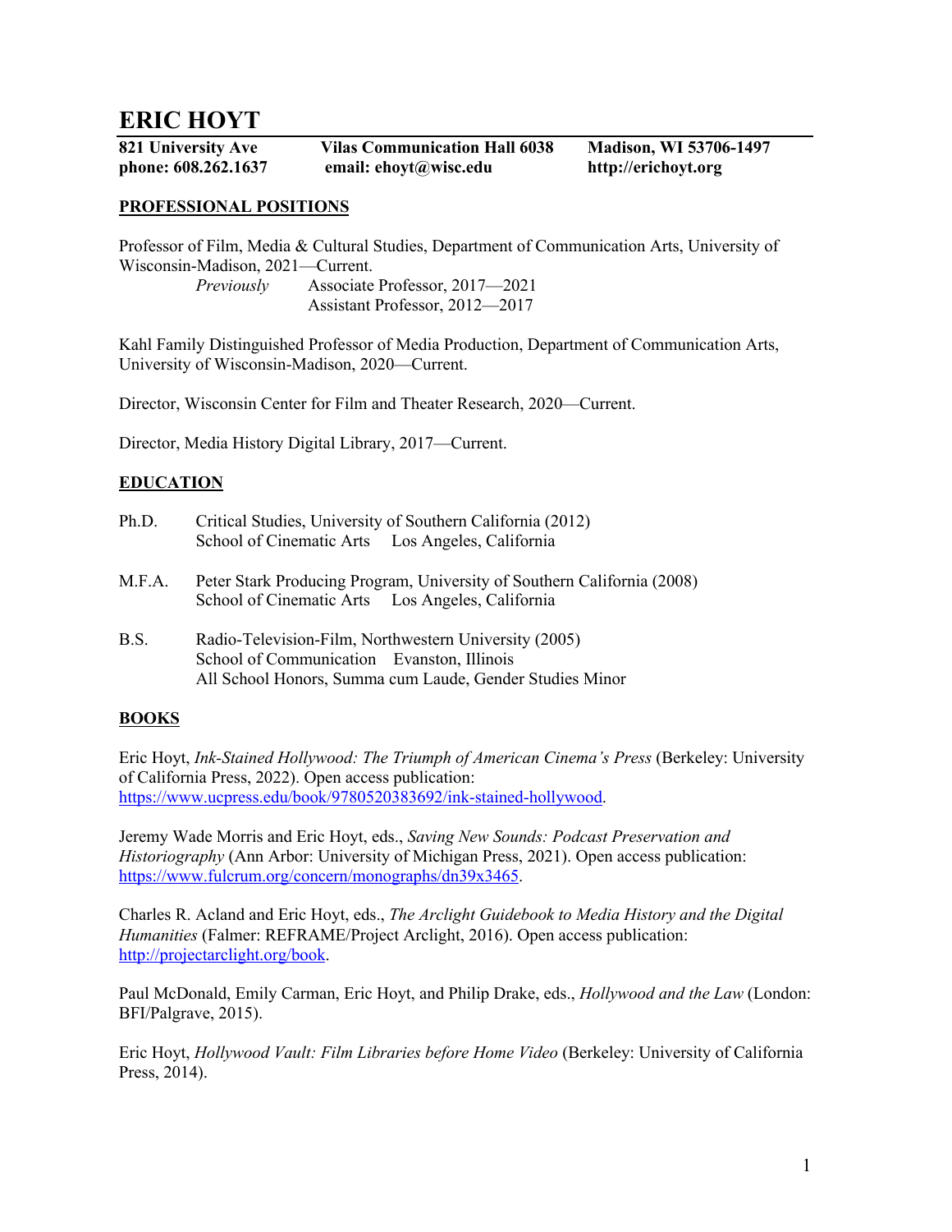# ERIC HOYT

**821 University Ave** **Vilas Communication Hall 6038** **Madison, WI 53706-1497**
**phone: 608.262.1637** **email: ehoyt@wisc.edu** **http://erichoyt.org**

## PROFESSIONAL POSITIONS

Professor of Film, Media & Cultural Studies, Department of Communication Arts, University of Wisconsin-Madison, 2021—Current.

*Previously* Associate Professor, 2017—2021
Assistant Professor, 2012—2017

Kahl Family Distinguished Professor of Media Production, Department of Communication Arts, University of Wisconsin-Madison, 2020—Current.

Director, Wisconsin Center for Film and Theater Research, 2020—Current.

Director, Media History Digital Library, 2017—Current.

## EDUCATION

Ph.D. Critical Studies, University of Southern California (2012)
School of Cinematic Arts Los Angeles, California

M.F.A. Peter Stark Producing Program, University of Southern California (2008)
School of Cinematic Arts Los Angeles, California

B.S. Radio-Television-Film, Northwestern University (2005)
School of Communication Evanston, Illinois
All School Honors, Summa cum Laude, Gender Studies Minor

## BOOKS

Eric Hoyt, *Ink-Stained Hollywood: The Triumph of American Cinema's Press* (Berkeley: University of California Press, 2022). Open access publication: https://www.ucpress.edu/book/9780520383692/ink-stained-hollywood.

Jeremy Wade Morris and Eric Hoyt, eds., *Saving New Sounds: Podcast Preservation and Historiography* (Ann Arbor: University of Michigan Press, 2021). Open access publication: https://www.fulcrum.org/concern/monographs/dn39x3465.

Charles R. Acland and Eric Hoyt, eds., *The Arclight Guidebook to Media History and the Digital Humanities* (Falmer: REFRAME/Project Arclight, 2016). Open access publication: http://projectarclight.org/book.

Paul McDonald, Emily Carman, Eric Hoyt, and Philip Drake, eds., *Hollywood and the Law* (London: BFI/Palgrave, 2015).

Eric Hoyt, *Hollywood Vault: Film Libraries before Home Video* (Berkeley: University of California Press, 2014).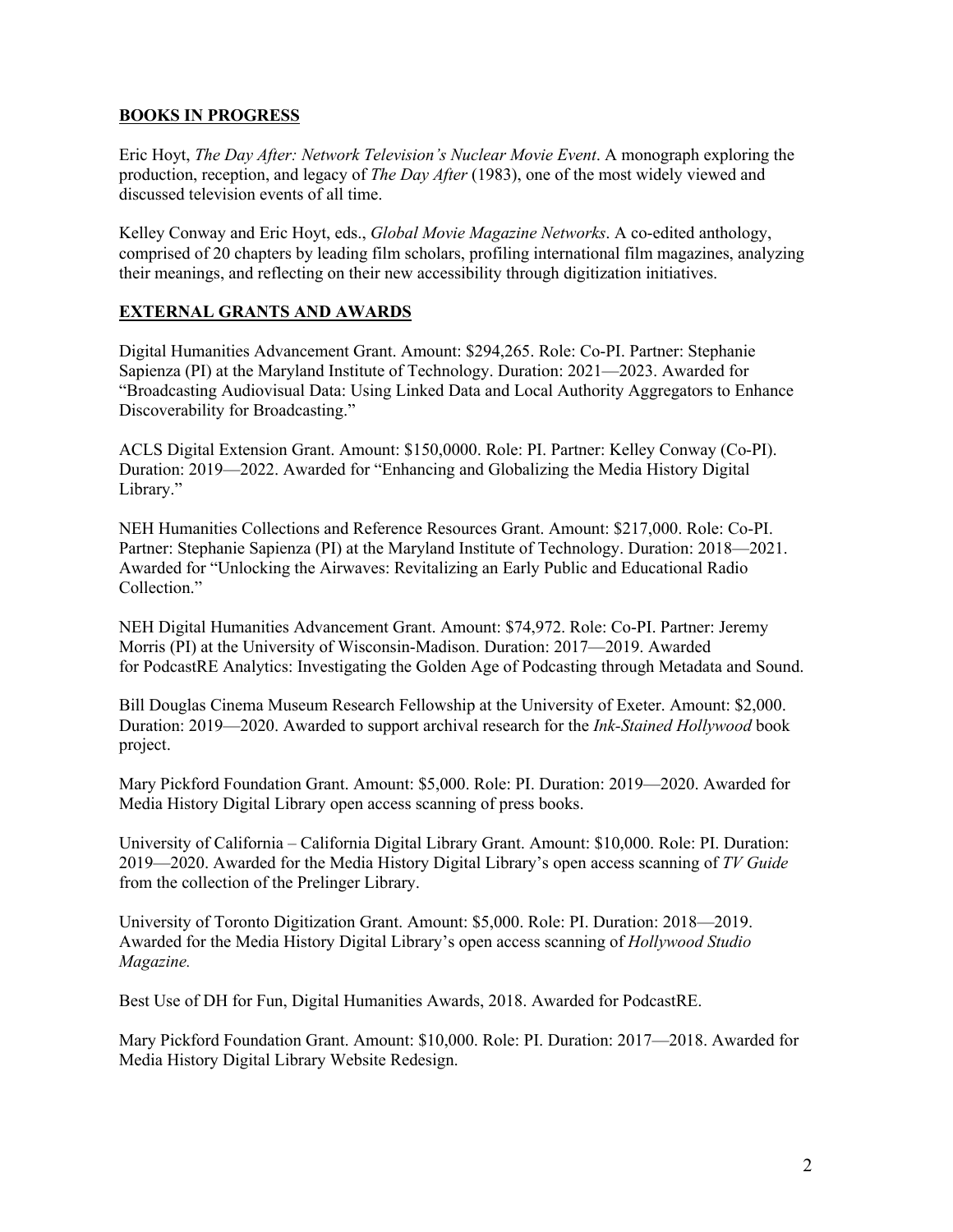## BOOKS IN PROGRESS

Eric Hoyt, *The Day After: Network Television's Nuclear Movie Event*. A monograph exploring the production, reception, and legacy of *The Day After* (1983), one of the most widely viewed and discussed television events of all time.

Kelley Conway and Eric Hoyt, eds., *Global Movie Magazine Networks*. A co-edited anthology, comprised of 20 chapters by leading film scholars, profiling international film magazines, analyzing their meanings, and reflecting on their new accessibility through digitization initiatives.

## EXTERNAL GRANTS AND AWARDS

Digital Humanities Advancement Grant. Amount: $294,265. Role: Co-PI. Partner: Stephanie Sapienza (PI) at the Maryland Institute of Technology. Duration: 2021—2023. Awarded for "Broadcasting Audiovisual Data: Using Linked Data and Local Authority Aggregators to Enhance Discoverability for Broadcasting."

ACLS Digital Extension Grant. Amount: $150,0000. Role: PI. Partner: Kelley Conway (Co-PI). Duration: 2019—2022. Awarded for "Enhancing and Globalizing the Media History Digital Library."

NEH Humanities Collections and Reference Resources Grant. Amount: $217,000. Role: Co-PI. Partner: Stephanie Sapienza (PI) at the Maryland Institute of Technology. Duration: 2018—2021. Awarded for "Unlocking the Airwaves: Revitalizing an Early Public and Educational Radio Collection."

NEH Digital Humanities Advancement Grant. Amount: $74,972. Role: Co-PI. Partner: Jeremy Morris (PI) at the University of Wisconsin-Madison. Duration: 2017—2019. Awarded for PodcastRE Analytics: Investigating the Golden Age of Podcasting through Metadata and Sound.

Bill Douglas Cinema Museum Research Fellowship at the University of Exeter. Amount: $2,000. Duration: 2019—2020. Awarded to support archival research for the *Ink-Stained Hollywood* book project.

Mary Pickford Foundation Grant. Amount: $5,000. Role: PI. Duration: 2019—2020. Awarded for Media History Digital Library open access scanning of press books.

University of California – California Digital Library Grant. Amount: $10,000. Role: PI. Duration: 2019—2020. Awarded for the Media History Digital Library's open access scanning of *TV Guide* from the collection of the Prelinger Library.

University of Toronto Digitization Grant. Amount: $5,000. Role: PI. Duration: 2018—2019. Awarded for the Media History Digital Library's open access scanning of *Hollywood Studio Magazine.*

Best Use of DH for Fun, Digital Humanities Awards, 2018. Awarded for PodcastRE.

Mary Pickford Foundation Grant. Amount: $10,000. Role: PI. Duration: 2017—2018. Awarded for Media History Digital Library Website Redesign.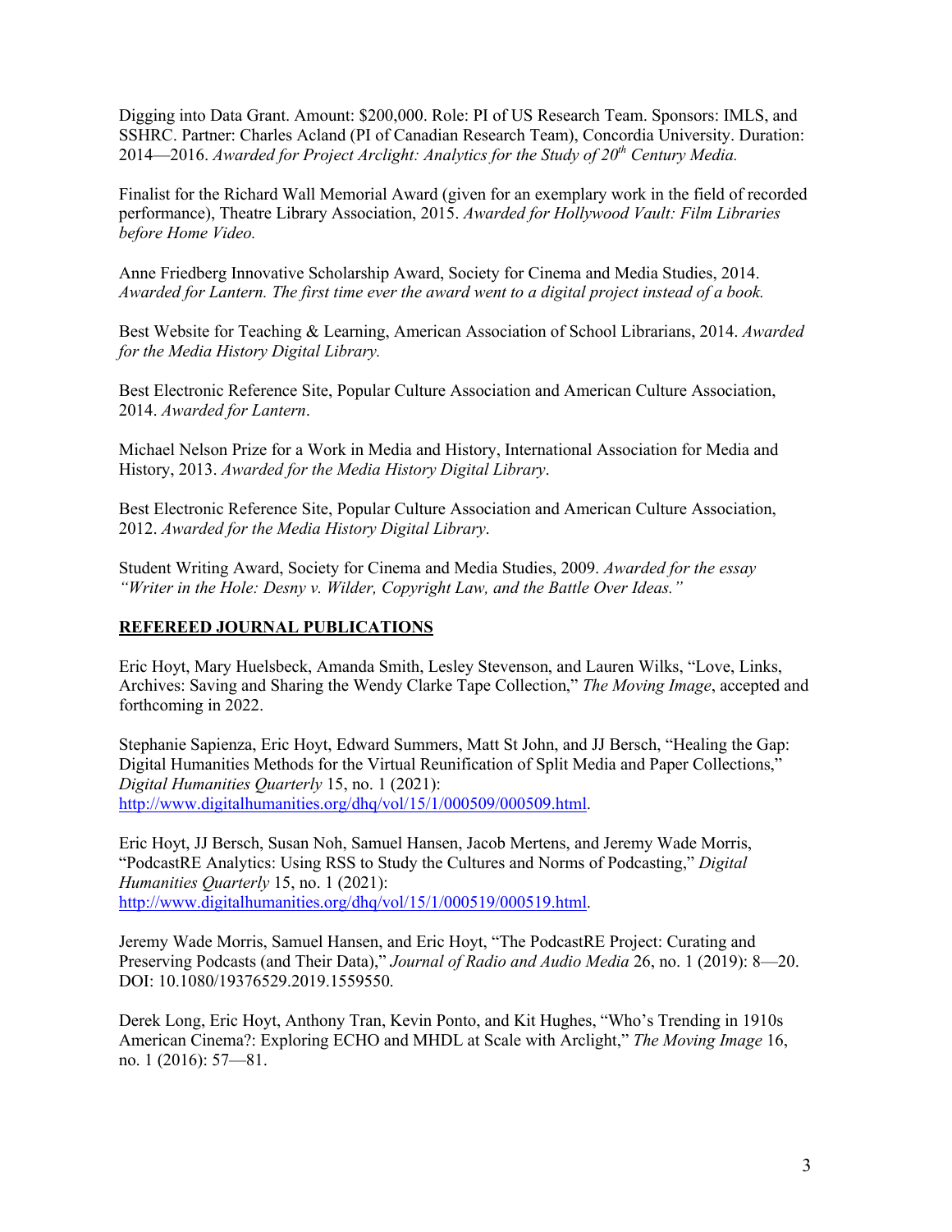Digging into Data Grant. Amount: $200,000. Role: PI of US Research Team. Sponsors: IMLS, and SSHRC. Partner: Charles Acland (PI of Canadian Research Team), Concordia University. Duration: 2014—2016. *Awarded for Project Arclight: Analytics for the Study of 20th Century Media.*

Finalist for the Richard Wall Memorial Award (given for an exemplary work in the field of recorded performance), Theatre Library Association, 2015. *Awarded for Hollywood Vault: Film Libraries before Home Video.*

Anne Friedberg Innovative Scholarship Award, Society for Cinema and Media Studies, 2014. *Awarded for Lantern. The first time ever the award went to a digital project instead of a book.*

Best Website for Teaching & Learning, American Association of School Librarians, 2014. *Awarded for the Media History Digital Library.*

Best Electronic Reference Site, Popular Culture Association and American Culture Association, 2014. *Awarded for Lantern*.

Michael Nelson Prize for a Work in Media and History, International Association for Media and History, 2013. *Awarded for the Media History Digital Library*.

Best Electronic Reference Site, Popular Culture Association and American Culture Association, 2012. *Awarded for the Media History Digital Library*.

Student Writing Award, Society for Cinema and Media Studies, 2009. *Awarded for the essay "Writer in the Hole: Desny v. Wilder, Copyright Law, and the Battle Over Ideas."*

## REFEREED JOURNAL PUBLICATIONS

Eric Hoyt, Mary Huelsbeck, Amanda Smith, Lesley Stevenson, and Lauren Wilks, "Love, Links, Archives: Saving and Sharing the Wendy Clarke Tape Collection," *The Moving Image*, accepted and forthcoming in 2022.

Stephanie Sapienza, Eric Hoyt, Edward Summers, Matt St John, and JJ Bersch, "Healing the Gap: Digital Humanities Methods for the Virtual Reunification of Split Media and Paper Collections," *Digital Humanities Quarterly* 15, no. 1 (2021): http://www.digitalhumanities.org/dhq/vol/15/1/000509/000509.html.

Eric Hoyt, JJ Bersch, Susan Noh, Samuel Hansen, Jacob Mertens, and Jeremy Wade Morris, "PodcastRE Analytics: Using RSS to Study the Cultures and Norms of Podcasting," *Digital Humanities Quarterly* 15, no. 1 (2021): http://www.digitalhumanities.org/dhq/vol/15/1/000519/000519.html.

Jeremy Wade Morris, Samuel Hansen, and Eric Hoyt, "The PodcastRE Project: Curating and Preserving Podcasts (and Their Data)," *Journal of Radio and Audio Media* 26, no. 1 (2019): 8—20. DOI: 10.1080/19376529.2019.1559550.

Derek Long, Eric Hoyt, Anthony Tran, Kevin Ponto, and Kit Hughes, "Who's Trending in 1910s American Cinema?: Exploring ECHO and MHDL at Scale with Arclight," *The Moving Image* 16, no. 1 (2016): 57—81.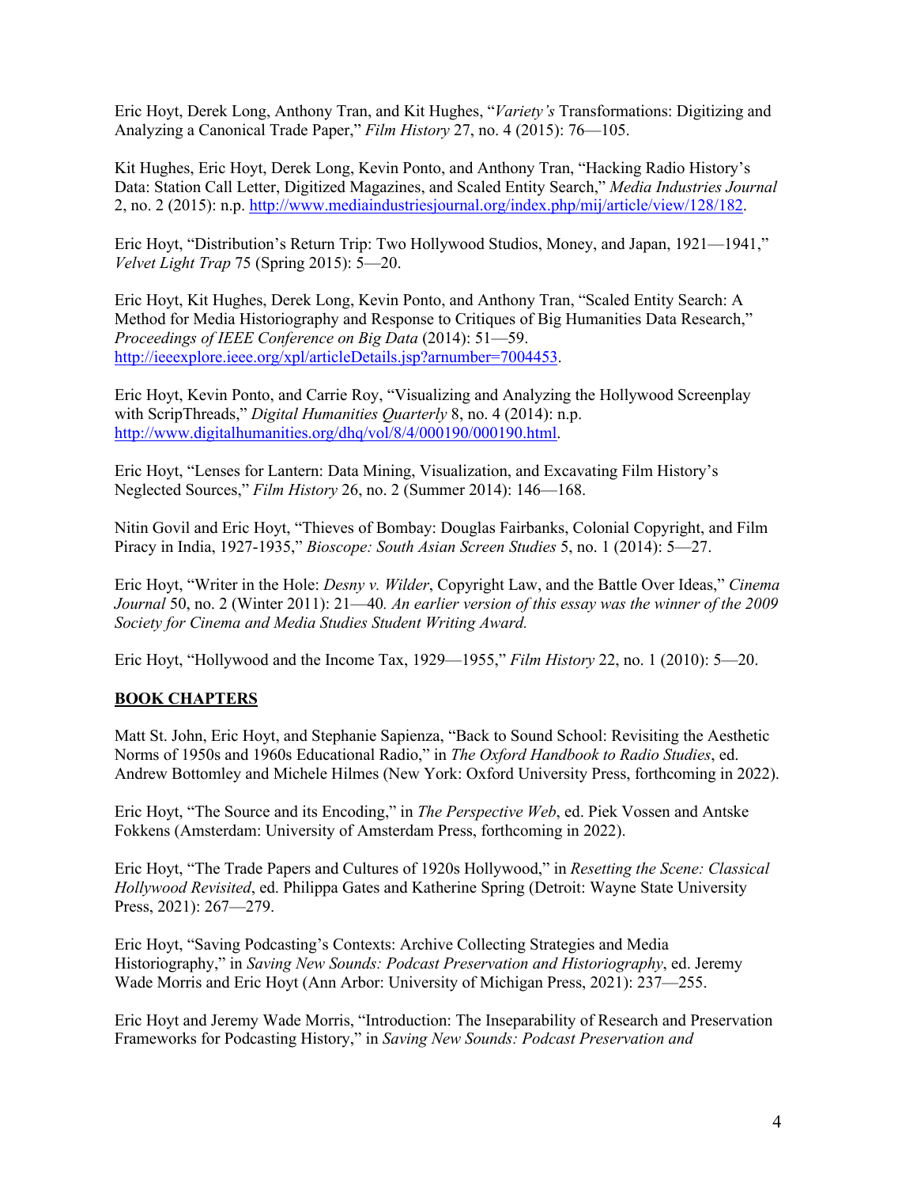Eric Hoyt, Derek Long, Anthony Tran, and Kit Hughes, "*Variety's* Transformations: Digitizing and Analyzing a Canonical Trade Paper," *Film History* 27, no. 4 (2015): 76—105.

Kit Hughes, Eric Hoyt, Derek Long, Kevin Ponto, and Anthony Tran, "Hacking Radio History's Data: Station Call Letter, Digitized Magazines, and Scaled Entity Search," *Media Industries Journal* 2, no. 2 (2015): n.p. http://www.mediaindustriesjournal.org/index.php/mij/article/view/128/182.

Eric Hoyt, "Distribution's Return Trip: Two Hollywood Studios, Money, and Japan, 1921—1941," *Velvet Light Trap* 75 (Spring 2015): 5—20.

Eric Hoyt, Kit Hughes, Derek Long, Kevin Ponto, and Anthony Tran, "Scaled Entity Search: A Method for Media Historiography and Response to Critiques of Big Humanities Data Research," *Proceedings of IEEE Conference on Big Data* (2014): 51—59. http://ieeexplore.ieee.org/xpl/articleDetails.jsp?arnumber=7004453.

Eric Hoyt, Kevin Ponto, and Carrie Roy, "Visualizing and Analyzing the Hollywood Screenplay with ScripThreads," *Digital Humanities Quarterly* 8, no. 4 (2014): n.p. http://www.digitalhumanities.org/dhq/vol/8/4/000190/000190.html.

Eric Hoyt, "Lenses for Lantern: Data Mining, Visualization, and Excavating Film History's Neglected Sources," *Film History* 26, no. 2 (Summer 2014): 146—168.

Nitin Govil and Eric Hoyt, "Thieves of Bombay: Douglas Fairbanks, Colonial Copyright, and Film Piracy in India, 1927-1935," *Bioscope: South Asian Screen Studies* 5, no. 1 (2014): 5—27.

Eric Hoyt, "Writer in the Hole: *Desny v. Wilder*, Copyright Law, and the Battle Over Ideas," *Cinema Journal* 50, no. 2 (Winter 2011): 21—40*. An earlier version of this essay was the winner of the 2009 Society for Cinema and Media Studies Student Writing Award.*

Eric Hoyt, "Hollywood and the Income Tax, 1929—1955," *Film History* 22, no. 1 (2010): 5—20.

## BOOK CHAPTERS

Matt St. John, Eric Hoyt, and Stephanie Sapienza, "Back to Sound School: Revisiting the Aesthetic Norms of 1950s and 1960s Educational Radio," in *The Oxford Handbook to Radio Studies*, ed. Andrew Bottomley and Michele Hilmes (New York: Oxford University Press, forthcoming in 2022).

Eric Hoyt, "The Source and its Encoding," in *The Perspective Web*, ed. Piek Vossen and Antske Fokkens (Amsterdam: University of Amsterdam Press, forthcoming in 2022).

Eric Hoyt, "The Trade Papers and Cultures of 1920s Hollywood," in *Resetting the Scene: Classical Hollywood Revisited*, ed. Philippa Gates and Katherine Spring (Detroit: Wayne State University Press, 2021): 267—279.

Eric Hoyt, "Saving Podcasting's Contexts: Archive Collecting Strategies and Media Historiography," in *Saving New Sounds: Podcast Preservation and Historiography*, ed. Jeremy Wade Morris and Eric Hoyt (Ann Arbor: University of Michigan Press, 2021): 237—255.

Eric Hoyt and Jeremy Wade Morris, "Introduction: The Inseparability of Research and Preservation Frameworks for Podcasting History," in *Saving New Sounds: Podcast Preservation and*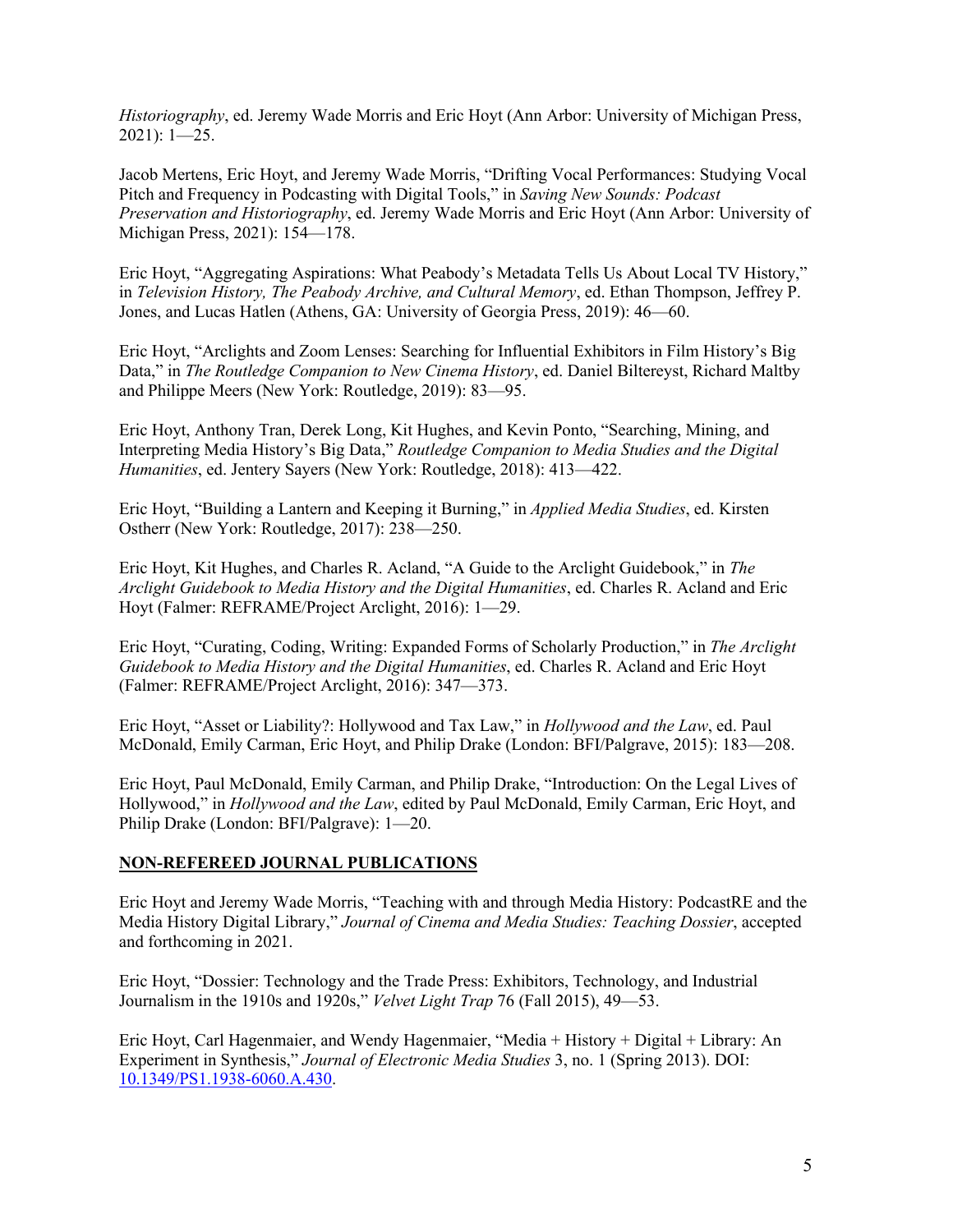*Historiography*, ed. Jeremy Wade Morris and Eric Hoyt (Ann Arbor: University of Michigan Press, 2021): 1—25.

Jacob Mertens, Eric Hoyt, and Jeremy Wade Morris, "Drifting Vocal Performances: Studying Vocal Pitch and Frequency in Podcasting with Digital Tools," in *Saving New Sounds: Podcast Preservation and Historiography*, ed. Jeremy Wade Morris and Eric Hoyt (Ann Arbor: University of Michigan Press, 2021): 154—178.

Eric Hoyt, "Aggregating Aspirations: What Peabody's Metadata Tells Us About Local TV History," in *Television History, The Peabody Archive, and Cultural Memory*, ed. Ethan Thompson, Jeffrey P. Jones, and Lucas Hatlen (Athens, GA: University of Georgia Press, 2019): 46—60.

Eric Hoyt, "Arclights and Zoom Lenses: Searching for Influential Exhibitors in Film History's Big Data," in *The Routledge Companion to New Cinema History*, ed. Daniel Biltereyst, Richard Maltby and Philippe Meers (New York: Routledge, 2019): 83—95.

Eric Hoyt, Anthony Tran, Derek Long, Kit Hughes, and Kevin Ponto, "Searching, Mining, and Interpreting Media History's Big Data," *Routledge Companion to Media Studies and the Digital Humanities*, ed. Jentery Sayers (New York: Routledge, 2018): 413—422.

Eric Hoyt, "Building a Lantern and Keeping it Burning," in *Applied Media Studies*, ed. Kirsten Ostherr (New York: Routledge, 2017): 238—250.

Eric Hoyt, Kit Hughes, and Charles R. Acland, "A Guide to the Arclight Guidebook," in *The Arclight Guidebook to Media History and the Digital Humanities*, ed. Charles R. Acland and Eric Hoyt (Falmer: REFRAME/Project Arclight, 2016): 1—29.

Eric Hoyt, "Curating, Coding, Writing: Expanded Forms of Scholarly Production," in *The Arclight Guidebook to Media History and the Digital Humanities*, ed. Charles R. Acland and Eric Hoyt (Falmer: REFRAME/Project Arclight, 2016): 347—373.

Eric Hoyt, "Asset or Liability?: Hollywood and Tax Law," in *Hollywood and the Law*, ed. Paul McDonald, Emily Carman, Eric Hoyt, and Philip Drake (London: BFI/Palgrave, 2015): 183—208.

Eric Hoyt, Paul McDonald, Emily Carman, and Philip Drake, "Introduction: On the Legal Lives of Hollywood," in *Hollywood and the Law*, edited by Paul McDonald, Emily Carman, Eric Hoyt, and Philip Drake (London: BFI/Palgrave): 1—20.

## NON-REFEREED JOURNAL PUBLICATIONS

Eric Hoyt and Jeremy Wade Morris, "Teaching with and through Media History: PodcastRE and the Media History Digital Library," *Journal of Cinema and Media Studies: Teaching Dossier*, accepted and forthcoming in 2021.

Eric Hoyt, "Dossier: Technology and the Trade Press: Exhibitors, Technology, and Industrial Journalism in the 1910s and 1920s," *Velvet Light Trap* 76 (Fall 2015), 49—53.

Eric Hoyt, Carl Hagenmaier, and Wendy Hagenmaier, "Media + History + Digital + Library: An Experiment in Synthesis," *Journal of Electronic Media Studies* 3, no. 1 (Spring 2013). DOI: 10.1349/PS1.1938-6060.A.430.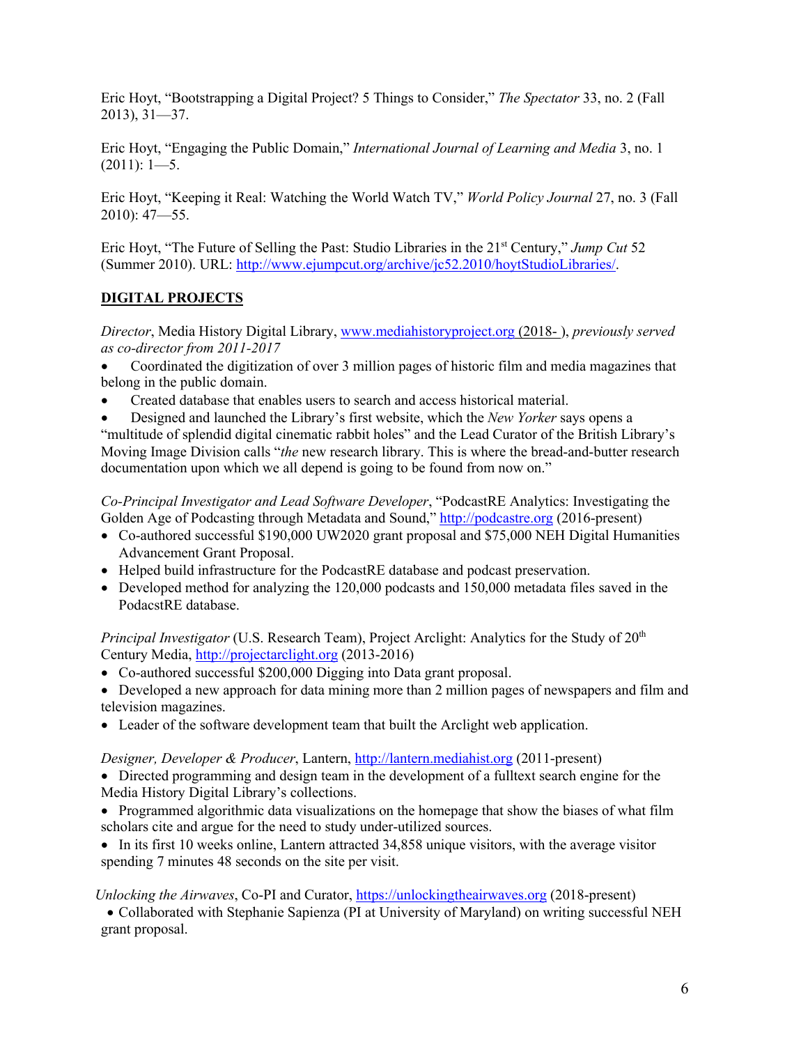Eric Hoyt, "Bootstrapping a Digital Project? 5 Things to Consider," *The Spectator* 33, no. 2 (Fall 2013), 31—37.

Eric Hoyt, "Engaging the Public Domain," *International Journal of Learning and Media* 3, no. 1 (2011): 1—5.

Eric Hoyt, "Keeping it Real: Watching the World Watch TV," *World Policy Journal* 27, no. 3 (Fall 2010): 47—55.

Eric Hoyt, "The Future of Selling the Past: Studio Libraries in the 21st Century," *Jump Cut* 52 (Summer 2010). URL: http://www.ejumpcut.org/archive/jc52.2010/hoytStudioLibraries/.

## DIGITAL PROJECTS

*Director*, Media History Digital Library, www.mediahistoryproject.org (2018- ), *previously served as co-director from 2011-2017*

- Coordinated the digitization of over 3 million pages of historic film and media magazines that belong in the public domain.
- Created database that enables users to search and access historical material.
- Designed and launched the Library's first website, which the *New Yorker* says opens a "multitude of splendid digital cinematic rabbit holes" and the Lead Curator of the British Library's Moving Image Division calls "*the* new research library. This is where the bread-and-butter research documentation upon which we all depend is going to be found from now on."

*Co-Principal Investigator and Lead Software Developer*, "PodcastRE Analytics: Investigating the Golden Age of Podcasting through Metadata and Sound," http://podcastre.org (2016-present)

- Co-authored successful $190,000 UW2020 grant proposal and $75,000 NEH Digital Humanities Advancement Grant Proposal.
- Helped build infrastructure for the PodcastRE database and podcast preservation.
- Developed method for analyzing the 120,000 podcasts and 150,000 metadata files saved in the PodacstRE database.

*Principal Investigator* (U.S. Research Team), Project Arclight: Analytics for the Study of 20th Century Media, http://projectarclight.org (2013-2016)

- Co-authored successful $200,000 Digging into Data grant proposal.
- Developed a new approach for data mining more than 2 million pages of newspapers and film and television magazines.
- Leader of the software development team that built the Arclight web application.

*Designer, Developer & Producer*, Lantern, http://lantern.mediahist.org (2011-present)

- Directed programming and design team in the development of a fulltext search engine for the Media History Digital Library's collections.
- Programmed algorithmic data visualizations on the homepage that show the biases of what film scholars cite and argue for the need to study under-utilized sources.
- In its first 10 weeks online, Lantern attracted 34,858 unique visitors, with the average visitor spending 7 minutes 48 seconds on the site per visit.

*Unlocking the Airwaves*, Co-PI and Curator, https://unlockingtheairwaves.org (2018-present)

- Collaborated with Stephanie Sapienza (PI at University of Maryland) on writing successful NEH grant proposal.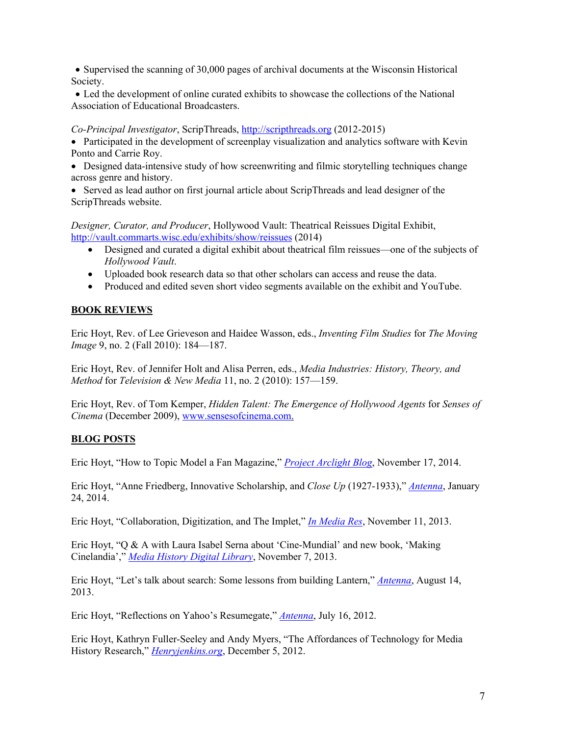- Supervised the scanning of 30,000 pages of archival documents at the Wisconsin Historical Society.
- Led the development of online curated exhibits to showcase the collections of the National Association of Educational Broadcasters.

*Co-Principal Investigator*, ScripThreads, http://scripthreads.org (2012-2015)

- Participated in the development of screenplay visualization and analytics software with Kevin Ponto and Carrie Roy.
- Designed data-intensive study of how screenwriting and filmic storytelling techniques change across genre and history.
- Served as lead author on first journal article about ScripThreads and lead designer of the ScripThreads website.

*Designer, Curator, and Producer*, Hollywood Vault: Theatrical Reissues Digital Exhibit, http://vault.commarts.wisc.edu/exhibits/show/reissues (2014)

- Designed and curated a digital exhibit about theatrical film reissues—one of the subjects of *Hollywood Vault*.
- Uploaded book research data so that other scholars can access and reuse the data.
- Produced and edited seven short video segments available on the exhibit and YouTube.

## BOOK REVIEWS

Eric Hoyt, Rev. of Lee Grieveson and Haidee Wasson, eds., *Inventing Film Studies* for *The Moving Image* 9, no. 2 (Fall 2010): 184—187.

Eric Hoyt, Rev. of Jennifer Holt and Alisa Perren, eds., *Media Industries: History, Theory, and Method* for *Television & New Media* 11, no. 2 (2010): 157—159.

Eric Hoyt, Rev. of Tom Kemper, *Hidden Talent: The Emergence of Hollywood Agents* for *Senses of Cinema* (December 2009), www.sensesofcinema.com.

## BLOG POSTS

Eric Hoyt, "How to Topic Model a Fan Magazine," *Project Arclight Blog*, November 17, 2014.

Eric Hoyt, "Anne Friedberg, Innovative Scholarship, and *Close Up* (1927-1933)," *Antenna*, January 24, 2014.

Eric Hoyt, "Collaboration, Digitization, and The Implet," *In Media Res*, November 11, 2013.

Eric Hoyt, "Q & A with Laura Isabel Serna about 'Cine-Mundial' and new book, 'Making Cinelandia'," *Media History Digital Library*, November 7, 2013.

Eric Hoyt, "Let's talk about search: Some lessons from building Lantern," *Antenna*, August 14, 2013.

Eric Hoyt, "Reflections on Yahoo's Resumegate," *Antenna*, July 16, 2012.

Eric Hoyt, Kathryn Fuller-Seeley and Andy Myers, "The Affordances of Technology for Media History Research," *Henryjenkins.org*, December 5, 2012.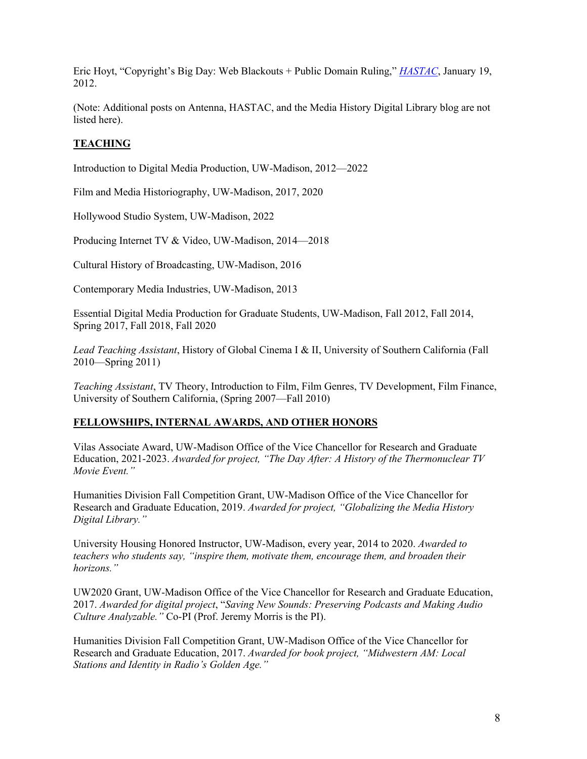Eric Hoyt, "Copyright's Big Day: Web Blackouts + Public Domain Ruling," *HASTAC*, January 19, 2012.

(Note: Additional posts on Antenna, HASTAC, and the Media History Digital Library blog are not listed here).

## TEACHING

Introduction to Digital Media Production, UW-Madison, 2012—2022

Film and Media Historiography, UW-Madison, 2017, 2020

Hollywood Studio System, UW-Madison, 2022

Producing Internet TV & Video, UW-Madison, 2014—2018

Cultural History of Broadcasting, UW-Madison, 2016

Contemporary Media Industries, UW-Madison, 2013

Essential Digital Media Production for Graduate Students, UW-Madison, Fall 2012, Fall 2014, Spring 2017, Fall 2018, Fall 2020

*Lead Teaching Assistant*, History of Global Cinema I & II, University of Southern California (Fall 2010—Spring 2011)

*Teaching Assistant*, TV Theory, Introduction to Film, Film Genres, TV Development, Film Finance, University of Southern California, (Spring 2007—Fall 2010)

## FELLOWSHIPS, INTERNAL AWARDS, AND OTHER HONORS

Vilas Associate Award, UW-Madison Office of the Vice Chancellor for Research and Graduate Education, 2021-2023. *Awarded for project, "The Day After: A History of the Thermonuclear TV Movie Event."*

Humanities Division Fall Competition Grant, UW-Madison Office of the Vice Chancellor for Research and Graduate Education, 2019. *Awarded for project, "Globalizing the Media History Digital Library."*

University Housing Honored Instructor, UW-Madison, every year, 2014 to 2020. *Awarded to teachers who students say, "inspire them, motivate them, encourage them, and broaden their horizons."*

UW2020 Grant, UW-Madison Office of the Vice Chancellor for Research and Graduate Education, 2017. *Awarded for digital project*, "*Saving New Sounds: Preserving Podcasts and Making Audio Culture Analyzable."* Co-PI (Prof. Jeremy Morris is the PI).

Humanities Division Fall Competition Grant, UW-Madison Office of the Vice Chancellor for Research and Graduate Education, 2017. *Awarded for book project, "Midwestern AM: Local Stations and Identity in Radio's Golden Age."*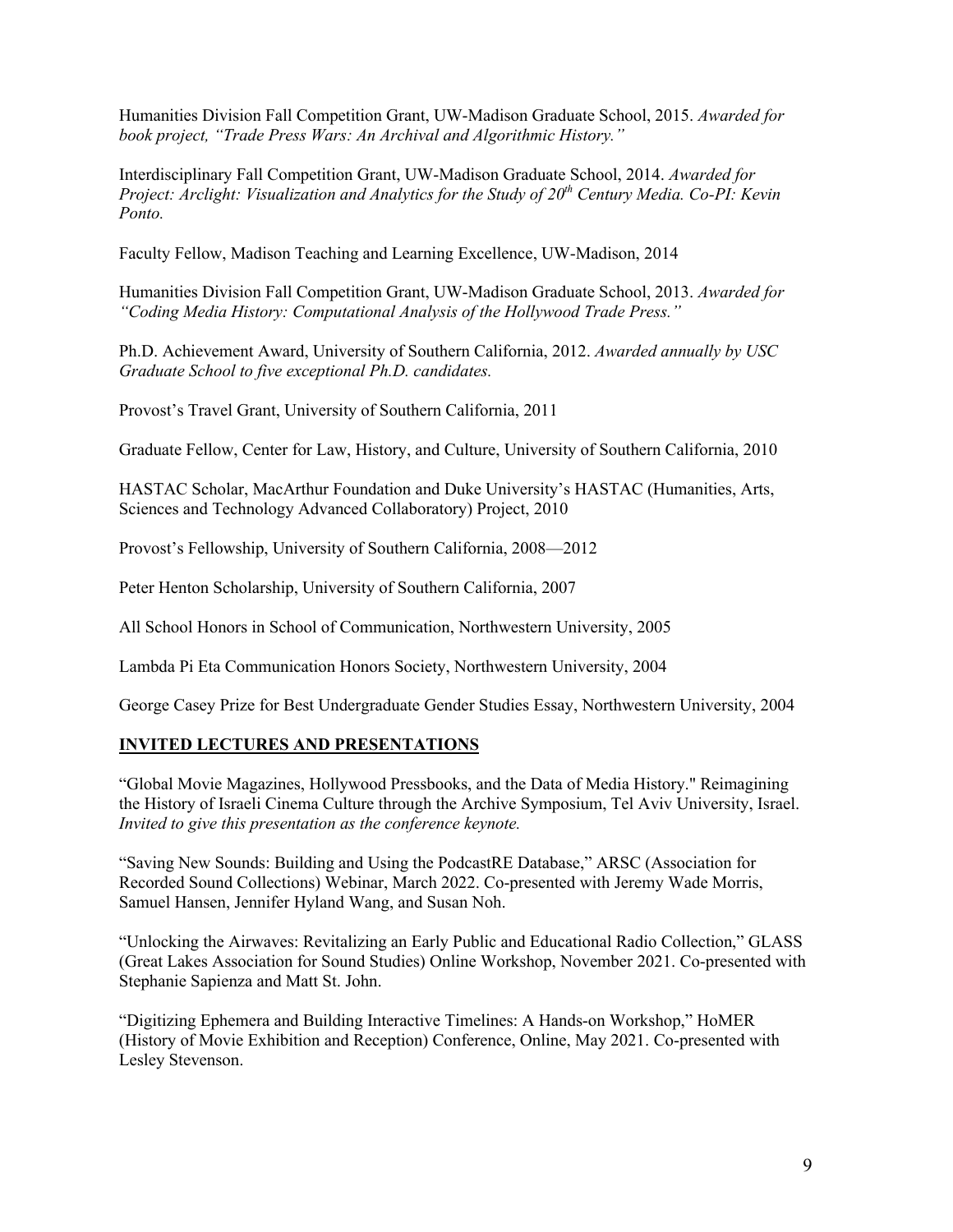Humanities Division Fall Competition Grant, UW-Madison Graduate School, 2015. *Awarded for book project, "Trade Press Wars: An Archival and Algorithmic History."*

Interdisciplinary Fall Competition Grant, UW-Madison Graduate School, 2014. *Awarded for Project: Arclight: Visualization and Analytics for the Study of 20th Century Media. Co-PI: Kevin Ponto.*

Faculty Fellow, Madison Teaching and Learning Excellence, UW-Madison, 2014

Humanities Division Fall Competition Grant, UW-Madison Graduate School, 2013. *Awarded for "Coding Media History: Computational Analysis of the Hollywood Trade Press."*

Ph.D. Achievement Award, University of Southern California, 2012. *Awarded annually by USC Graduate School to five exceptional Ph.D. candidates.*

Provost's Travel Grant, University of Southern California, 2011

Graduate Fellow, Center for Law, History, and Culture, University of Southern California, 2010

HASTAC Scholar, MacArthur Foundation and Duke University's HASTAC (Humanities, Arts, Sciences and Technology Advanced Collaboratory) Project, 2010

Provost's Fellowship, University of Southern California, 2008—2012

Peter Henton Scholarship, University of Southern California, 2007

All School Honors in School of Communication, Northwestern University, 2005

Lambda Pi Eta Communication Honors Society, Northwestern University, 2004

George Casey Prize for Best Undergraduate Gender Studies Essay, Northwestern University, 2004

## INVITED LECTURES AND PRESENTATIONS

"Global Movie Magazines, Hollywood Pressbooks, and the Data of Media History." Reimagining the History of Israeli Cinema Culture through the Archive Symposium, Tel Aviv University, Israel. *Invited to give this presentation as the conference keynote.*

"Saving New Sounds: Building and Using the PodcastRE Database," ARSC (Association for Recorded Sound Collections) Webinar, March 2022. Co-presented with Jeremy Wade Morris, Samuel Hansen, Jennifer Hyland Wang, and Susan Noh.

"Unlocking the Airwaves: Revitalizing an Early Public and Educational Radio Collection," GLASS (Great Lakes Association for Sound Studies) Online Workshop, November 2021. Co-presented with Stephanie Sapienza and Matt St. John.

"Digitizing Ephemera and Building Interactive Timelines: A Hands-on Workshop," HoMER (History of Movie Exhibition and Reception) Conference, Online, May 2021. Co-presented with Lesley Stevenson.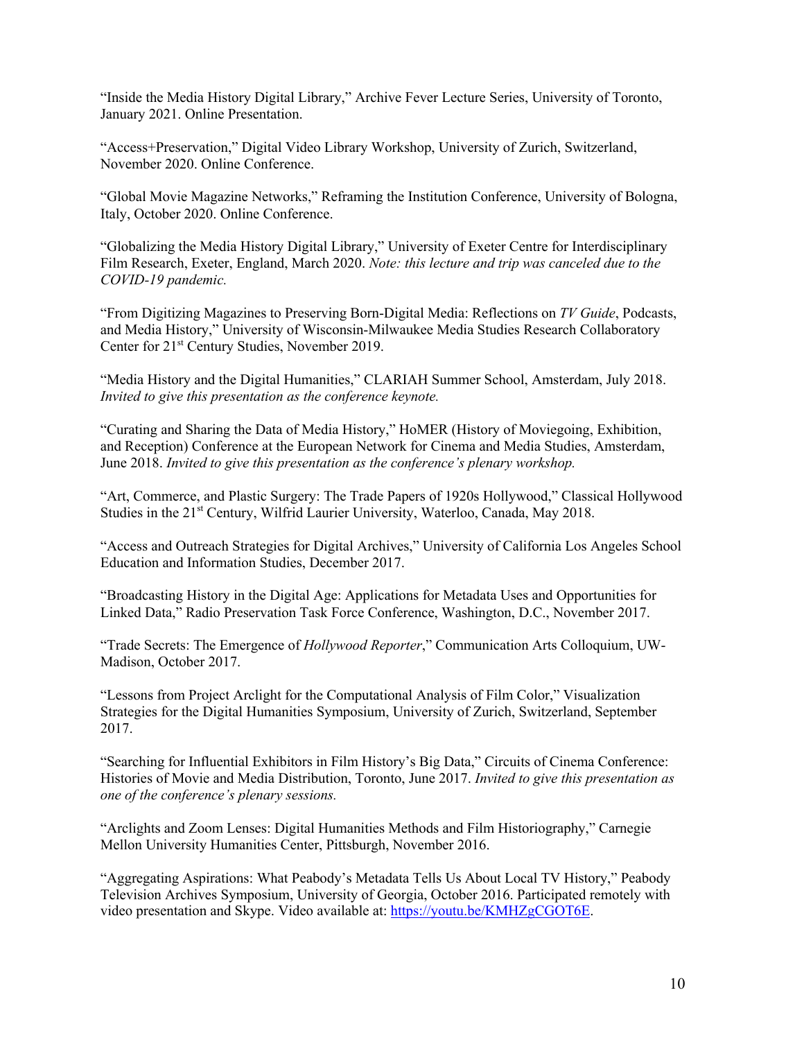"Inside the Media History Digital Library," Archive Fever Lecture Series, University of Toronto, January 2021. Online Presentation.

"Access+Preservation," Digital Video Library Workshop, University of Zurich, Switzerland, November 2020. Online Conference.

"Global Movie Magazine Networks," Reframing the Institution Conference, University of Bologna, Italy, October 2020. Online Conference.

"Globalizing the Media History Digital Library," University of Exeter Centre for Interdisciplinary Film Research, Exeter, England, March 2020. *Note: this lecture and trip was canceled due to the COVID-19 pandemic.*

"From Digitizing Magazines to Preserving Born-Digital Media: Reflections on *TV Guide*, Podcasts, and Media History," University of Wisconsin-Milwaukee Media Studies Research Collaboratory Center for 21st Century Studies, November 2019.

"Media History and the Digital Humanities," CLARIAH Summer School, Amsterdam, July 2018. *Invited to give this presentation as the conference keynote.*

"Curating and Sharing the Data of Media History," HoMER (History of Moviegoing, Exhibition, and Reception) Conference at the European Network for Cinema and Media Studies, Amsterdam, June 2018. *Invited to give this presentation as the conference's plenary workshop.*

"Art, Commerce, and Plastic Surgery: The Trade Papers of 1920s Hollywood," Classical Hollywood Studies in the 21st Century, Wilfrid Laurier University, Waterloo, Canada, May 2018.

"Access and Outreach Strategies for Digital Archives," University of California Los Angeles School Education and Information Studies, December 2017.

"Broadcasting History in the Digital Age: Applications for Metadata Uses and Opportunities for Linked Data," Radio Preservation Task Force Conference, Washington, D.C., November 2017.

"Trade Secrets: The Emergence of *Hollywood Reporter*," Communication Arts Colloquium, UW-Madison, October 2017.

"Lessons from Project Arclight for the Computational Analysis of Film Color," Visualization Strategies for the Digital Humanities Symposium, University of Zurich, Switzerland, September 2017.

"Searching for Influential Exhibitors in Film History's Big Data," Circuits of Cinema Conference: Histories of Movie and Media Distribution, Toronto, June 2017. *Invited to give this presentation as one of the conference's plenary sessions.*

"Arclights and Zoom Lenses: Digital Humanities Methods and Film Historiography," Carnegie Mellon University Humanities Center, Pittsburgh, November 2016.

"Aggregating Aspirations: What Peabody's Metadata Tells Us About Local TV History," Peabody Television Archives Symposium, University of Georgia, October 2016. Participated remotely with video presentation and Skype. Video available at: https://youtu.be/KMHZgCGOT6E.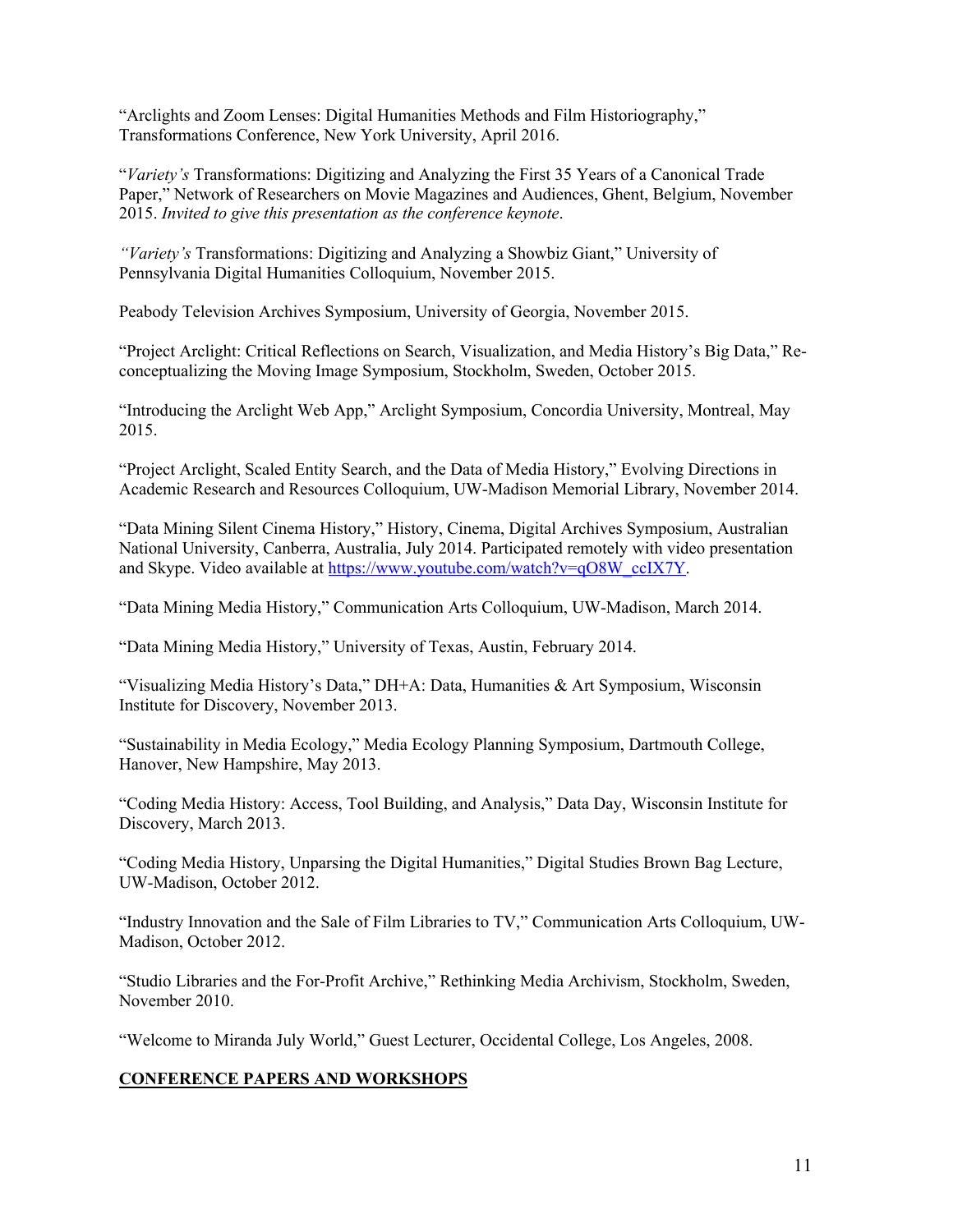"Arclights and Zoom Lenses: Digital Humanities Methods and Film Historiography," Transformations Conference, New York University, April 2016.

"*Variety's* Transformations: Digitizing and Analyzing the First 35 Years of a Canonical Trade Paper," Network of Researchers on Movie Magazines and Audiences, Ghent, Belgium, November 2015. *Invited to give this presentation as the conference keynote*.

*"Variety's* Transformations: Digitizing and Analyzing a Showbiz Giant," University of Pennsylvania Digital Humanities Colloquium, November 2015.

Peabody Television Archives Symposium, University of Georgia, November 2015.

"Project Arclight: Critical Reflections on Search, Visualization, and Media History's Big Data," Re-conceptualizing the Moving Image Symposium, Stockholm, Sweden, October 2015.

"Introducing the Arclight Web App," Arclight Symposium, Concordia University, Montreal, May 2015.

"Project Arclight, Scaled Entity Search, and the Data of Media History," Evolving Directions in Academic Research and Resources Colloquium, UW-Madison Memorial Library, November 2014.

"Data Mining Silent Cinema History," History, Cinema, Digital Archives Symposium, Australian National University, Canberra, Australia, July 2014. Participated remotely with video presentation and Skype. Video available at https://www.youtube.com/watch?v=qO8W_ccIX7Y.

"Data Mining Media History," Communication Arts Colloquium, UW-Madison, March 2014.

"Data Mining Media History," University of Texas, Austin, February 2014.

"Visualizing Media History's Data," DH+A: Data, Humanities & Art Symposium, Wisconsin Institute for Discovery, November 2013.

"Sustainability in Media Ecology," Media Ecology Planning Symposium, Dartmouth College, Hanover, New Hampshire, May 2013.

"Coding Media History: Access, Tool Building, and Analysis," Data Day, Wisconsin Institute for Discovery, March 2013.

"Coding Media History, Unparsing the Digital Humanities," Digital Studies Brown Bag Lecture, UW-Madison, October 2012.

"Industry Innovation and the Sale of Film Libraries to TV," Communication Arts Colloquium, UW-Madison, October 2012.

"Studio Libraries and the For-Profit Archive," Rethinking Media Archivism, Stockholm, Sweden, November 2010.

"Welcome to Miranda July World," Guest Lecturer, Occidental College, Los Angeles, 2008.

## CONFERENCE PAPERS AND WORKSHOPS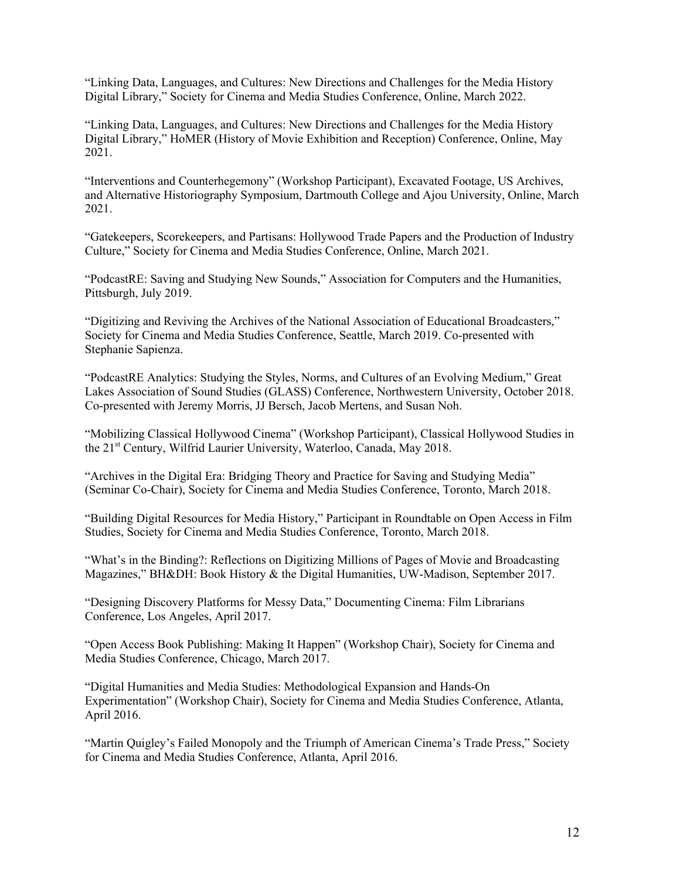"Linking Data, Languages, and Cultures: New Directions and Challenges for the Media History Digital Library," Society for Cinema and Media Studies Conference, Online, March 2022.

"Linking Data, Languages, and Cultures: New Directions and Challenges for the Media History Digital Library," HoMER (History of Movie Exhibition and Reception) Conference, Online, May 2021.

"Interventions and Counterhegemony" (Workshop Participant), Excavated Footage, US Archives, and Alternative Historiography Symposium, Dartmouth College and Ajou University, Online, March 2021.

"Gatekeepers, Scorekeepers, and Partisans: Hollywood Trade Papers and the Production of Industry Culture," Society for Cinema and Media Studies Conference, Online, March 2021.

"PodcastRE: Saving and Studying New Sounds," Association for Computers and the Humanities, Pittsburgh, July 2019.

"Digitizing and Reviving the Archives of the National Association of Educational Broadcasters," Society for Cinema and Media Studies Conference, Seattle, March 2019. Co-presented with Stephanie Sapienza.

"PodcastRE Analytics: Studying the Styles, Norms, and Cultures of an Evolving Medium," Great Lakes Association of Sound Studies (GLASS) Conference, Northwestern University, October 2018. Co-presented with Jeremy Morris, JJ Bersch, Jacob Mertens, and Susan Noh.

"Mobilizing Classical Hollywood Cinema" (Workshop Participant), Classical Hollywood Studies in the 21st Century, Wilfrid Laurier University, Waterloo, Canada, May 2018.

"Archives in the Digital Era: Bridging Theory and Practice for Saving and Studying Media" (Seminar Co-Chair), Society for Cinema and Media Studies Conference, Toronto, March 2018.

"Building Digital Resources for Media History," Participant in Roundtable on Open Access in Film Studies, Society for Cinema and Media Studies Conference, Toronto, March 2018.

"What's in the Binding?: Reflections on Digitizing Millions of Pages of Movie and Broadcasting Magazines," BH&DH: Book History & the Digital Humanities, UW-Madison, September 2017.

"Designing Discovery Platforms for Messy Data," Documenting Cinema: Film Librarians Conference, Los Angeles, April 2017.

"Open Access Book Publishing: Making It Happen" (Workshop Chair), Society for Cinema and Media Studies Conference, Chicago, March 2017.

"Digital Humanities and Media Studies: Methodological Expansion and Hands-On Experimentation" (Workshop Chair), Society for Cinema and Media Studies Conference, Atlanta, April 2016.

"Martin Quigley's Failed Monopoly and the Triumph of American Cinema's Trade Press," Society for Cinema and Media Studies Conference, Atlanta, April 2016.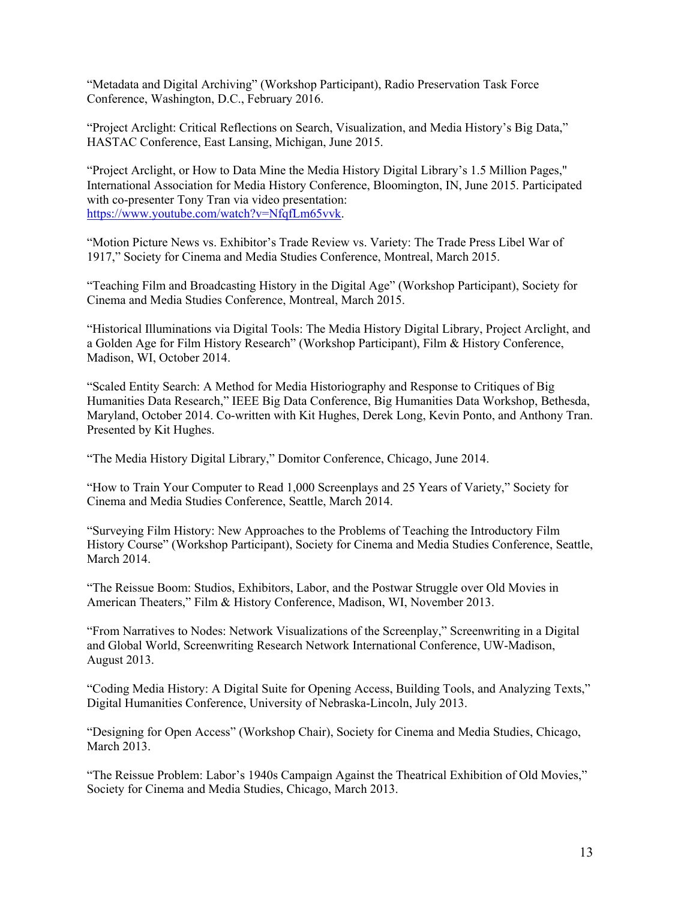"Metadata and Digital Archiving" (Workshop Participant), Radio Preservation Task Force Conference, Washington, D.C., February 2016.

"Project Arclight: Critical Reflections on Search, Visualization, and Media History's Big Data," HASTAC Conference, East Lansing, Michigan, June 2015.

"Project Arclight, or How to Data Mine the Media History Digital Library's 1.5 Million Pages," International Association for Media History Conference, Bloomington, IN, June 2015. Participated with co-presenter Tony Tran via video presentation: [https://www.youtube.com/watch?v=NfqfLm65vvk](https://www.youtube.com/watch?v=NfqfLm65vvk).

"Motion Picture News vs. Exhibitor's Trade Review vs. Variety: The Trade Press Libel War of 1917," Society for Cinema and Media Studies Conference, Montreal, March 2015.

"Teaching Film and Broadcasting History in the Digital Age" (Workshop Participant), Society for Cinema and Media Studies Conference, Montreal, March 2015.

"Historical Illuminations via Digital Tools: The Media History Digital Library, Project Arclight, and a Golden Age for Film History Research" (Workshop Participant), Film & History Conference, Madison, WI, October 2014.

"Scaled Entity Search: A Method for Media Historiography and Response to Critiques of Big Humanities Data Research," IEEE Big Data Conference, Big Humanities Data Workshop, Bethesda, Maryland, October 2014. Co-written with Kit Hughes, Derek Long, Kevin Ponto, and Anthony Tran. Presented by Kit Hughes.

"The Media History Digital Library," Domitor Conference, Chicago, June 2014.

"How to Train Your Computer to Read 1,000 Screenplays and 25 Years of Variety," Society for Cinema and Media Studies Conference, Seattle, March 2014.

"Surveying Film History: New Approaches to the Problems of Teaching the Introductory Film History Course" (Workshop Participant), Society for Cinema and Media Studies Conference, Seattle, March 2014.

"The Reissue Boom: Studios, Exhibitors, Labor, and the Postwar Struggle over Old Movies in American Theaters," Film & History Conference, Madison, WI, November 2013.

"From Narratives to Nodes: Network Visualizations of the Screenplay," Screenwriting in a Digital and Global World, Screenwriting Research Network International Conference, UW-Madison, August 2013.

"Coding Media History: A Digital Suite for Opening Access, Building Tools, and Analyzing Texts," Digital Humanities Conference, University of Nebraska-Lincoln, July 2013.

"Designing for Open Access" (Workshop Chair), Society for Cinema and Media Studies, Chicago, March 2013.

"The Reissue Problem: Labor's 1940s Campaign Against the Theatrical Exhibition of Old Movies," Society for Cinema and Media Studies, Chicago, March 2013.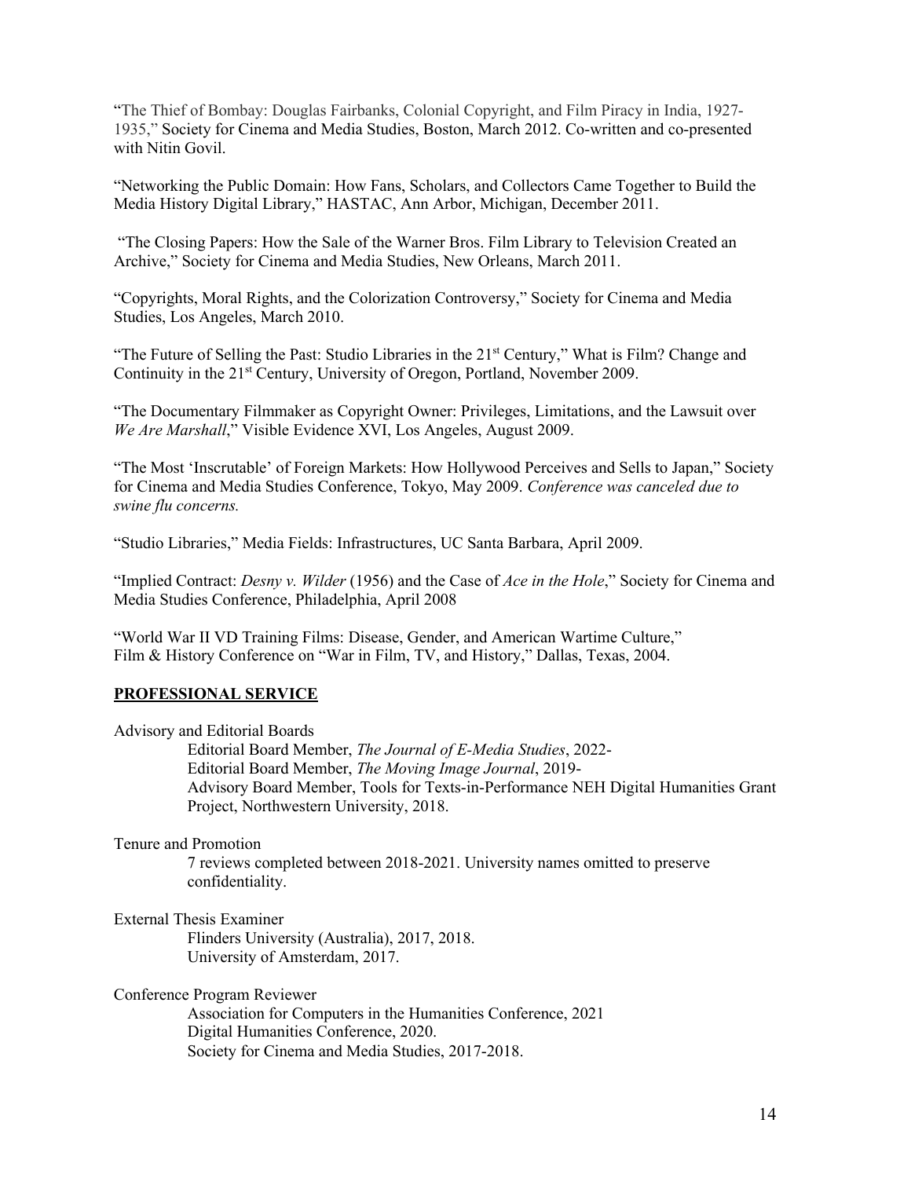"The Thief of Bombay: Douglas Fairbanks, Colonial Copyright, and Film Piracy in India, 1927-1935," Society for Cinema and Media Studies, Boston, March 2012. Co-written and co-presented with Nitin Govil.

"Networking the Public Domain: How Fans, Scholars, and Collectors Came Together to Build the Media History Digital Library," HASTAC, Ann Arbor, Michigan, December 2011.

"The Closing Papers: How the Sale of the Warner Bros. Film Library to Television Created an Archive," Society for Cinema and Media Studies, New Orleans, March 2011.

"Copyrights, Moral Rights, and the Colorization Controversy," Society for Cinema and Media Studies, Los Angeles, March 2010.

"The Future of Selling the Past: Studio Libraries in the 21st Century," What is Film? Change and Continuity in the 21st Century, University of Oregon, Portland, November 2009.

"The Documentary Filmmaker as Copyright Owner: Privileges, Limitations, and the Lawsuit over *We Are Marshall*," Visible Evidence XVI, Los Angeles, August 2009.

"The Most 'Inscrutable' of Foreign Markets: How Hollywood Perceives and Sells to Japan," Society for Cinema and Media Studies Conference, Tokyo, May 2009. *Conference was canceled due to swine flu concerns.*

"Studio Libraries," Media Fields: Infrastructures, UC Santa Barbara, April 2009.

"Implied Contract: *Desny v. Wilder* (1956) and the Case of *Ace in the Hole*," Society for Cinema and Media Studies Conference, Philadelphia, April 2008

"World War II VD Training Films: Disease, Gender, and American Wartime Culture," Film & History Conference on "War in Film, TV, and History," Dallas, Texas, 2004.

## PROFESSIONAL SERVICE

Advisory and Editorial Boards

- Editorial Board Member, *The Journal of E-Media Studies*, 2022-
- Editorial Board Member, *The Moving Image Journal*, 2019-
- Advisory Board Member, Tools for Texts-in-Performance NEH Digital Humanities Grant Project, Northwestern University, 2018.

Tenure and Promotion

- 7 reviews completed between 2018-2021. University names omitted to preserve confidentiality.

External Thesis Examiner

- Flinders University (Australia), 2017, 2018.
- University of Amsterdam, 2017.

Conference Program Reviewer

- Association for Computers in the Humanities Conference, 2021
- Digital Humanities Conference, 2020.
- Society for Cinema and Media Studies, 2017-2018.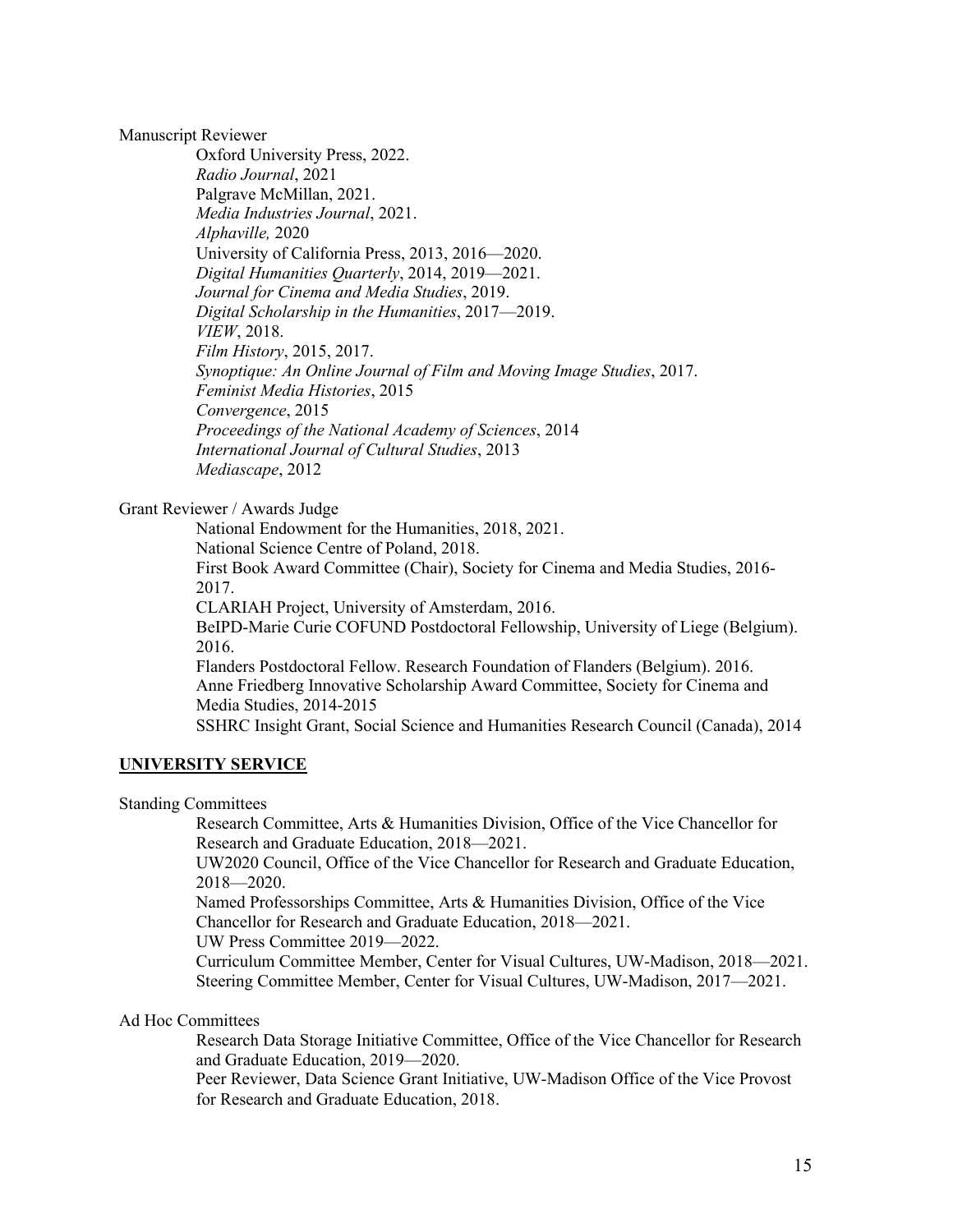Manuscript Reviewer

Oxford University Press, 2022.
*Radio Journal*, 2021
Palgrave McMillan, 2021.
*Media Industries Journal*, 2021.
*Alphaville,* 2020
University of California Press, 2013, 2016—2020.
*Digital Humanities Quarterly*, 2014, 2019—2021.
*Journal for Cinema and Media Studies*, 2019.
*Digital Scholarship in the Humanities*, 2017—2019.
*VIEW*, 2018.
*Film History*, 2015, 2017.
*Synoptique: An Online Journal of Film and Moving Image Studies*, 2017.
*Feminist Media Histories*, 2015
*Convergence*, 2015
*Proceedings of the National Academy of Sciences*, 2014
*International Journal of Cultural Studies*, 2013
*Mediascape*, 2012

Grant Reviewer / Awards Judge

National Endowment for the Humanities, 2018, 2021.
National Science Centre of Poland, 2018.
First Book Award Committee (Chair), Society for Cinema and Media Studies, 2016-2017.
CLARIAH Project, University of Amsterdam, 2016.
BeIPD-Marie Curie COFUND Postdoctoral Fellowship, University of Liege (Belgium). 2016.
Flanders Postdoctoral Fellow. Research Foundation of Flanders (Belgium). 2016.
Anne Friedberg Innovative Scholarship Award Committee, Society for Cinema and Media Studies, 2014-2015
SSHRC Insight Grant, Social Science and Humanities Research Council (Canada), 2014

## UNIVERSITY SERVICE

Standing Committees

Research Committee, Arts & Humanities Division, Office of the Vice Chancellor for Research and Graduate Education, 2018—2021.
UW2020 Council, Office of the Vice Chancellor for Research and Graduate Education, 2018—2020.
Named Professorships Committee, Arts & Humanities Division, Office of the Vice Chancellor for Research and Graduate Education, 2018—2021.
UW Press Committee 2019—2022.
Curriculum Committee Member, Center for Visual Cultures, UW-Madison, 2018—2021.
Steering Committee Member, Center for Visual Cultures, UW-Madison, 2017—2021.

Ad Hoc Committees

Research Data Storage Initiative Committee, Office of the Vice Chancellor for Research and Graduate Education, 2019—2020.
Peer Reviewer, Data Science Grant Initiative, UW-Madison Office of the Vice Provost for Research and Graduate Education, 2018.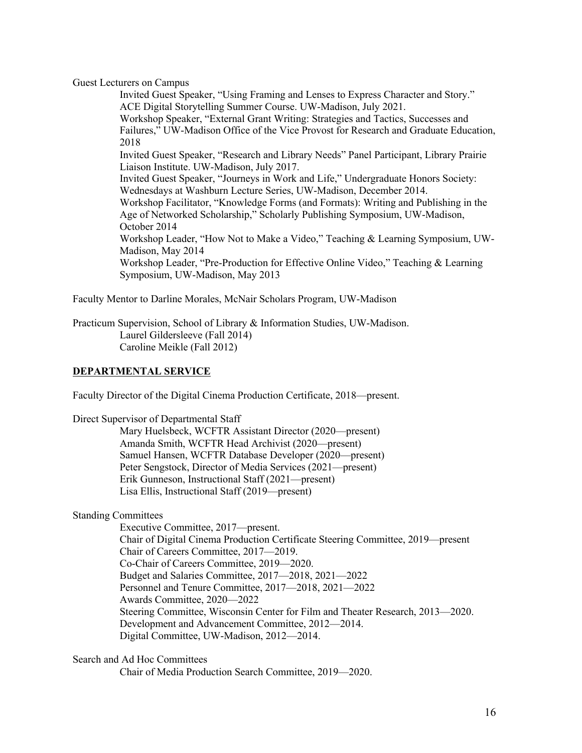Guest Lecturers on Campus

- Invited Guest Speaker, "Using Framing and Lenses to Express Character and Story." ACE Digital Storytelling Summer Course. UW-Madison, July 2021.
- Workshop Speaker, "External Grant Writing: Strategies and Tactics, Successes and Failures," UW-Madison Office of the Vice Provost for Research and Graduate Education, 2018
- Invited Guest Speaker, "Research and Library Needs" Panel Participant, Library Prairie Liaison Institute. UW-Madison, July 2017.
- Invited Guest Speaker, "Journeys in Work and Life," Undergraduate Honors Society: Wednesdays at Washburn Lecture Series, UW-Madison, December 2014.
- Workshop Facilitator, "Knowledge Forms (and Formats): Writing and Publishing in the Age of Networked Scholarship," Scholarly Publishing Symposium, UW-Madison, October 2014
- Workshop Leader, "How Not to Make a Video," Teaching & Learning Symposium, UW-Madison, May 2014
- Workshop Leader, "Pre-Production for Effective Online Video," Teaching & Learning Symposium, UW-Madison, May 2013

Faculty Mentor to Darline Morales, McNair Scholars Program, UW-Madison

Practicum Supervision, School of Library & Information Studies, UW-Madison.

- Laurel Gildersleeve (Fall 2014)
- Caroline Meikle (Fall 2012)

## DEPARTMENTAL SERVICE

Faculty Director of the Digital Cinema Production Certificate, 2018—present.

Direct Supervisor of Departmental Staff

- Mary Huelsbeck, WCFTR Assistant Director (2020—present)
- Amanda Smith, WCFTR Head Archivist (2020—present)
- Samuel Hansen, WCFTR Database Developer (2020—present)
- Peter Sengstock, Director of Media Services (2021—present)
- Erik Gunneson, Instructional Staff (2021—present)
- Lisa Ellis, Instructional Staff (2019—present)

Standing Committees

- Executive Committee, 2017—present.
- Chair of Digital Cinema Production Certificate Steering Committee, 2019—present
- Chair of Careers Committee, 2017—2019.
- Co-Chair of Careers Committee, 2019—2020.
- Budget and Salaries Committee, 2017—2018, 2021—2022
- Personnel and Tenure Committee, 2017—2018, 2021—2022
- Awards Committee, 2020—2022
- Steering Committee, Wisconsin Center for Film and Theater Research, 2013—2020.
- Development and Advancement Committee, 2012—2014.
- Digital Committee, UW-Madison, 2012—2014.

Search and Ad Hoc Committees

- Chair of Media Production Search Committee, 2019—2020.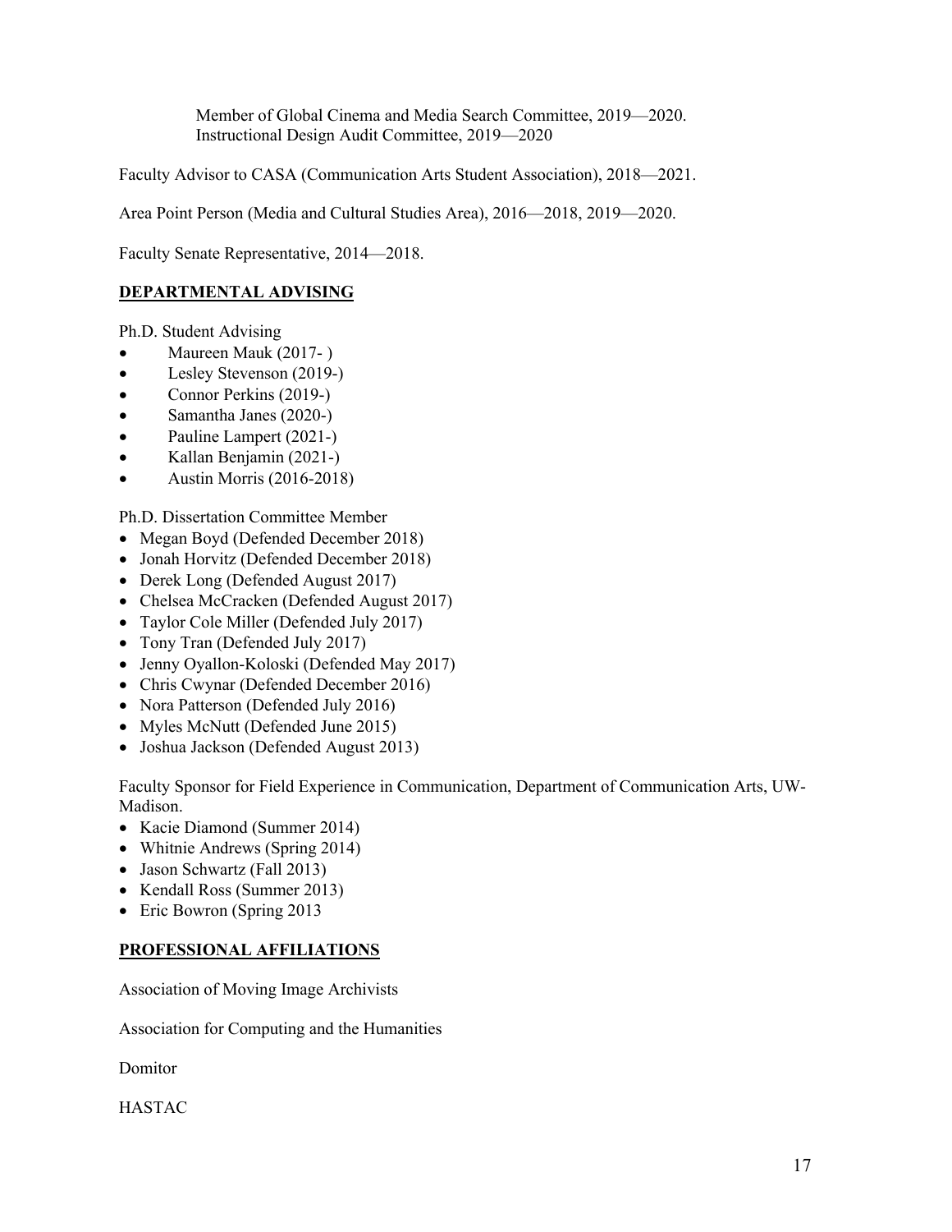Member of Global Cinema and Media Search Committee, 2019—2020.
Instructional Design Audit Committee, 2019—2020

Faculty Advisor to CASA (Communication Arts Student Association), 2018—2021.

Area Point Person (Media and Cultural Studies Area), 2016—2018, 2019—2020.

Faculty Senate Representative, 2014—2018.

## DEPARTMENTAL ADVISING

Ph.D. Student Advising

- Maureen Mauk (2017- )
- Lesley Stevenson (2019-)
- Connor Perkins (2019-)
- Samantha Janes (2020-)
- Pauline Lampert (2021-)
- Kallan Benjamin (2021-)
- Austin Morris (2016-2018)

Ph.D. Dissertation Committee Member

- Megan Boyd (Defended December 2018)
- Jonah Horvitz (Defended December 2018)
- Derek Long (Defended August 2017)
- Chelsea McCracken (Defended August 2017)
- Taylor Cole Miller (Defended July 2017)
- Tony Tran (Defended July 2017)
- Jenny Oyallon-Koloski (Defended May 2017)
- Chris Cwynar (Defended December 2016)
- Nora Patterson (Defended July 2016)
- Myles McNutt (Defended June 2015)
- Joshua Jackson (Defended August 2013)

Faculty Sponsor for Field Experience in Communication, Department of Communication Arts, UW-Madison.

- Kacie Diamond (Summer 2014)
- Whitnie Andrews (Spring 2014)
- Jason Schwartz (Fall 2013)
- Kendall Ross (Summer 2013)
- Eric Bowron (Spring 2013

## PROFESSIONAL AFFILIATIONS

Association of Moving Image Archivists

Association for Computing and the Humanities

Domitor

HASTAC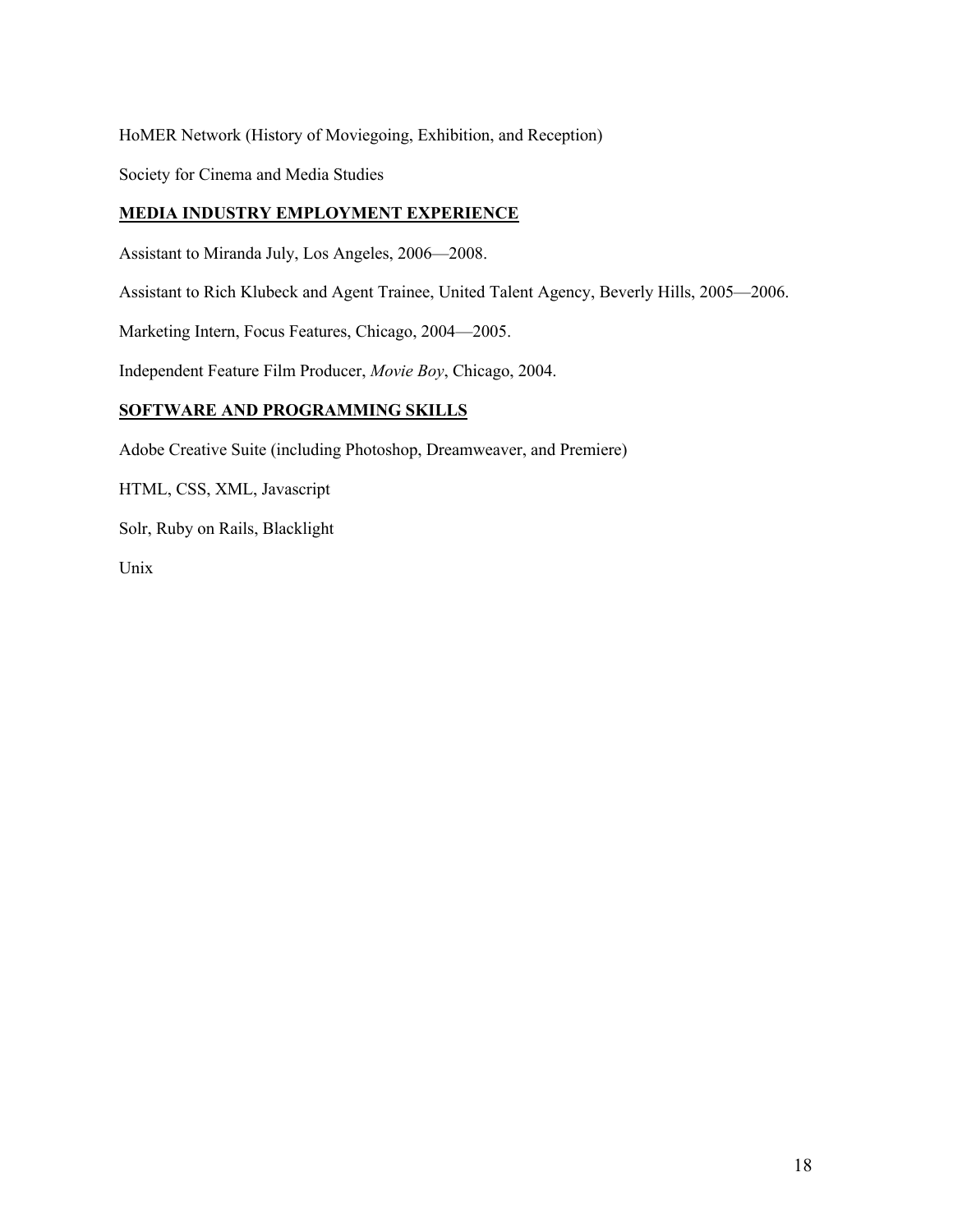HoMER Network (History of Moviegoing, Exhibition, and Reception)

Society for Cinema and Media Studies

## **MEDIA INDUSTRY EMPLOYMENT EXPERIENCE**

Assistant to Miranda July, Los Angeles, 2006—2008.

Assistant to Rich Klubeck and Agent Trainee, United Talent Agency, Beverly Hills, 2005—2006.

Marketing Intern, Focus Features, Chicago, 2004—2005.

Independent Feature Film Producer, *Movie Boy*, Chicago, 2004.

## **SOFTWARE AND PROGRAMMING SKILLS**

Adobe Creative Suite (including Photoshop, Dreamweaver, and Premiere)

HTML, CSS, XML, Javascript

Solr, Ruby on Rails, Blacklight

Unix